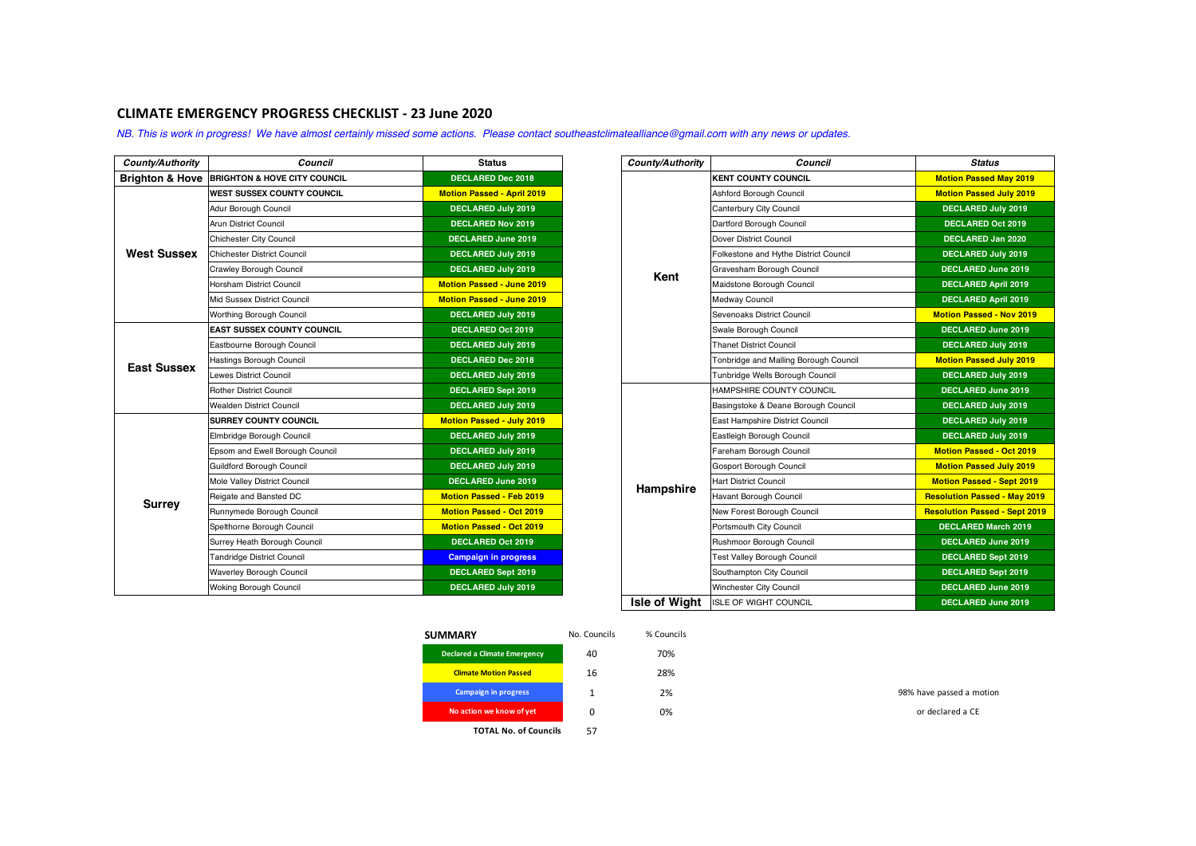## CLIMATE EMERGENCY PROGRESS CHECKLIST - 23 June 2020

*NB. This is work in progress! We have almost certainly missed some actions. Please contact southeastclimatealliance@gmail.com with any news or updates.*

| County/Authority | Council | Status |
|---|---|---|
| Brighton & Hove | BRIGHTON & HOVE CITY COUNCIL | DECLARED Dec 2018 |
| West Sussex | WEST SUSSEX COUNTY COUNCIL | Motion Passed - April 2019 |
| | Adur Borough Council | DECLARED July 2019 |
| | Arun District Council | DECLARED Nov 2019 |
| | Chichester City Council | DECLARED June 2019 |
| | Chichester District Council | DECLARED July 2019 |
| | Crawley Borough Council | DECLARED July 2019 |
| | Horsham District Council | Motion Passed - June 2019 |
| | Mid Sussex District Council | Motion Passed - June 2019 |
| | Worthing Borough Council | DECLARED July 2019 |
| East Sussex | EAST SUSSEX COUNTY COUNCIL | DECLARED Oct 2019 |
| | Eastbourne Borough Council | DECLARED July 2019 |
| | Hastings Borough Council | DECLARED Dec 2018 |
| | Lewes District Council | DECLARED July 2019 |
| | Rother District Council | DECLARED Sept 2019 |
| | Wealden District Council | DECLARED July 2019 |
| Surrey | SURREY COUNTY COUNCIL | Motion Passed - July 2019 |
| | Elmbridge Borough Council | DECLARED July 2019 |
| | Epsom and Ewell Borough Council | DECLARED July 2019 |
| | Guildford Borough Council | DECLARED July 2019 |
| | Mole Valley District Council | DECLARED June 2019 |
| | Reigate and Banstead DC | Motion Passed - Feb 2019 |
| | Runnymede Borough Council | Motion Passed - Oct 2019 |
| | Spelthorne Borough Council | Motion Passed - Oct 2019 |
| | Surrey Heath Borough Council | DECLARED Oct 2019 |
| | Tandridge District Council | Campaign in progress |
| | Waverley Borough Council | DECLARED Sept 2019 |
| | Woking Borough Council | DECLARED July 2019 |

| County/Authority | Council | Status |
|---|---|---|
| Kent | KENT COUNTY COUNCIL | Motion Passed May 2019 |
| | Ashford Borough Council | Motion Passed July 2019 |
| | Canterbury City Council | DECLARED July 2019 |
| | Dartford Borough Council | DECLARED Oct 2019 |
| | Dover District Council | DECLARED Jan 2020 |
| | Folkestone and Hythe District Council | DECLARED July 2019 |
| | Gravesham Borough Council | DECLARED June 2019 |
| | Maidstone Borough Council | DECLARED April 2019 |
| | Medway Council | DECLARED April 2019 |
| | Sevenoaks District Council | Motion Passed - Nov 2019 |
| | Swale Borough Council | DECLARED June 2019 |
| | Thanet District Council | DECLARED July 2019 |
| | Tonbridge and Malling Borough Council | Motion Passed July 2019 |
| | Tunbridge Wells Borough Council | DECLARED July 2019 |
| Hampshire | HAMPSHIRE COUNTY COUNCIL | DECLARED June 2019 |
| | Basingstoke & Deane Borough Council | DECLARED July 2019 |
| | East Hampshire District Council | DECLARED July 2019 |
| | Eastleigh Borough Council | DECLARED July 2019 |
| | Fareham Borough Council | Motion Passed - Oct 2019 |
| | Gosport Borough Council | Motion Passed July 2019 |
| | Hart District Council | Motion Passed - Sept 2019 |
| | Havant Borough Council | Resolution Passed - May 2019 |
| | New Forest Borough Council | Resolution Passed - Sept 2019 |
| | Portsmouth City Council | DECLARED March 2019 |
| | Rushmoor Borough Council | DECLARED June 2019 |
| | Test Valley Borough Council | DECLARED Sept 2019 |
| | Southampton City Council | DECLARED Sept 2019 |
| | Winchester City Council | DECLARED June 2019 |
| Isle of Wight | ISLE OF WIGHT COUNCIL | DECLARED June 2019 |

| SUMMARY | No. Councils | % Councils |
|---|---|---|
| Declared a Climate Emergency | 40 | 70% |
| Climate Motion Passed | 16 | 28% |
| Campaign in progress | 1 | 2% |
| No action we know of yet | 0 | 0% |
| TOTAL No. of Councils | 57 | |

98% have passed a motion or declared a CE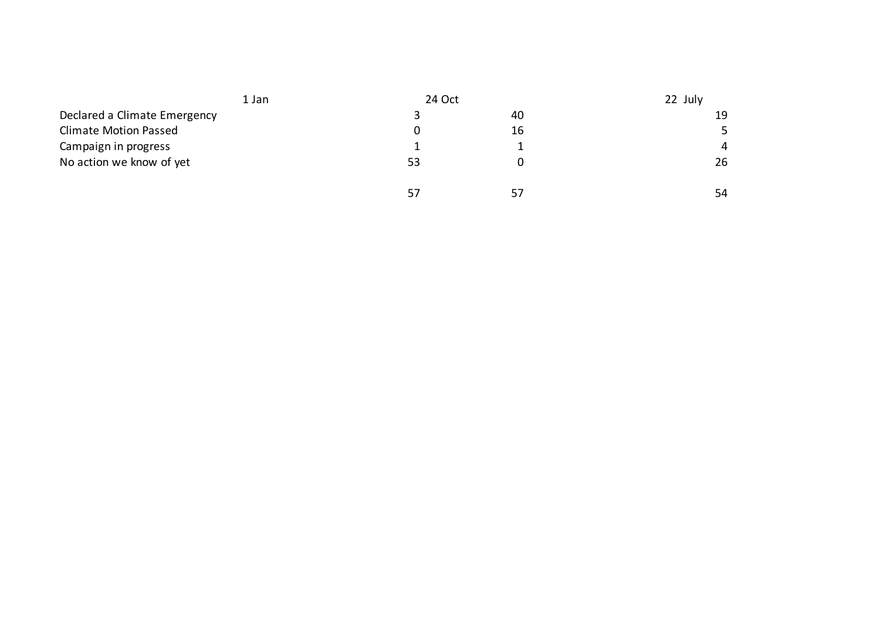| | 1 Jan | 24 Oct | 22 July |
|---|---|---|---|
| Declared a Climate Emergency | 3 | 40 | 19 |
| Climate Motion Passed | 0 | 16 | 5 |
| Campaign in progress | 1 | 1 | 4 |
| No action we know of yet | 53 | 0 | 26 |
| | | | |
| | 57 | 57 | 54 |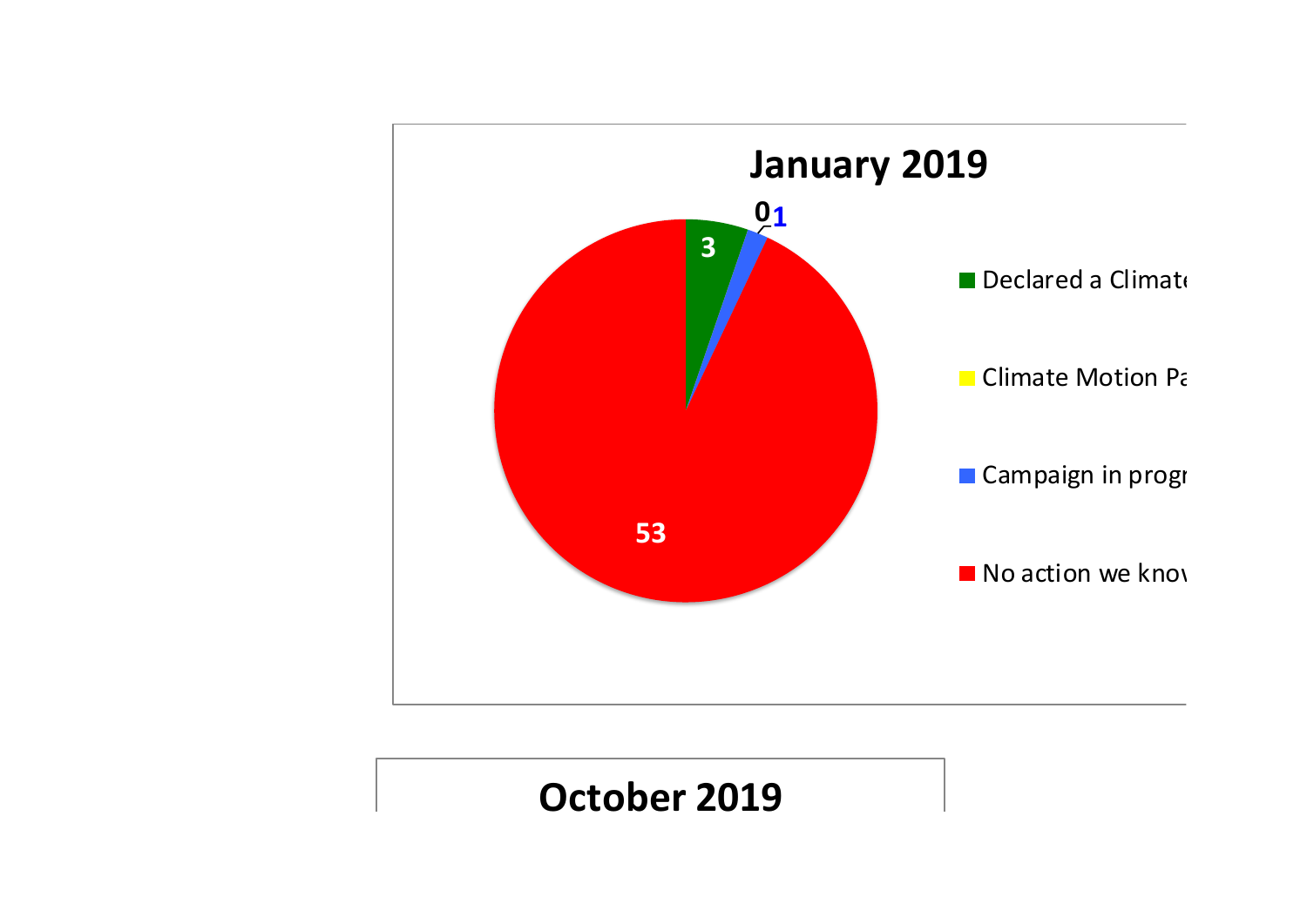**January 2019**

3

0

1

53

- Declared a Climat
- Climate Motion Pa
- Campaign in progr
- No action we know

**October 2019**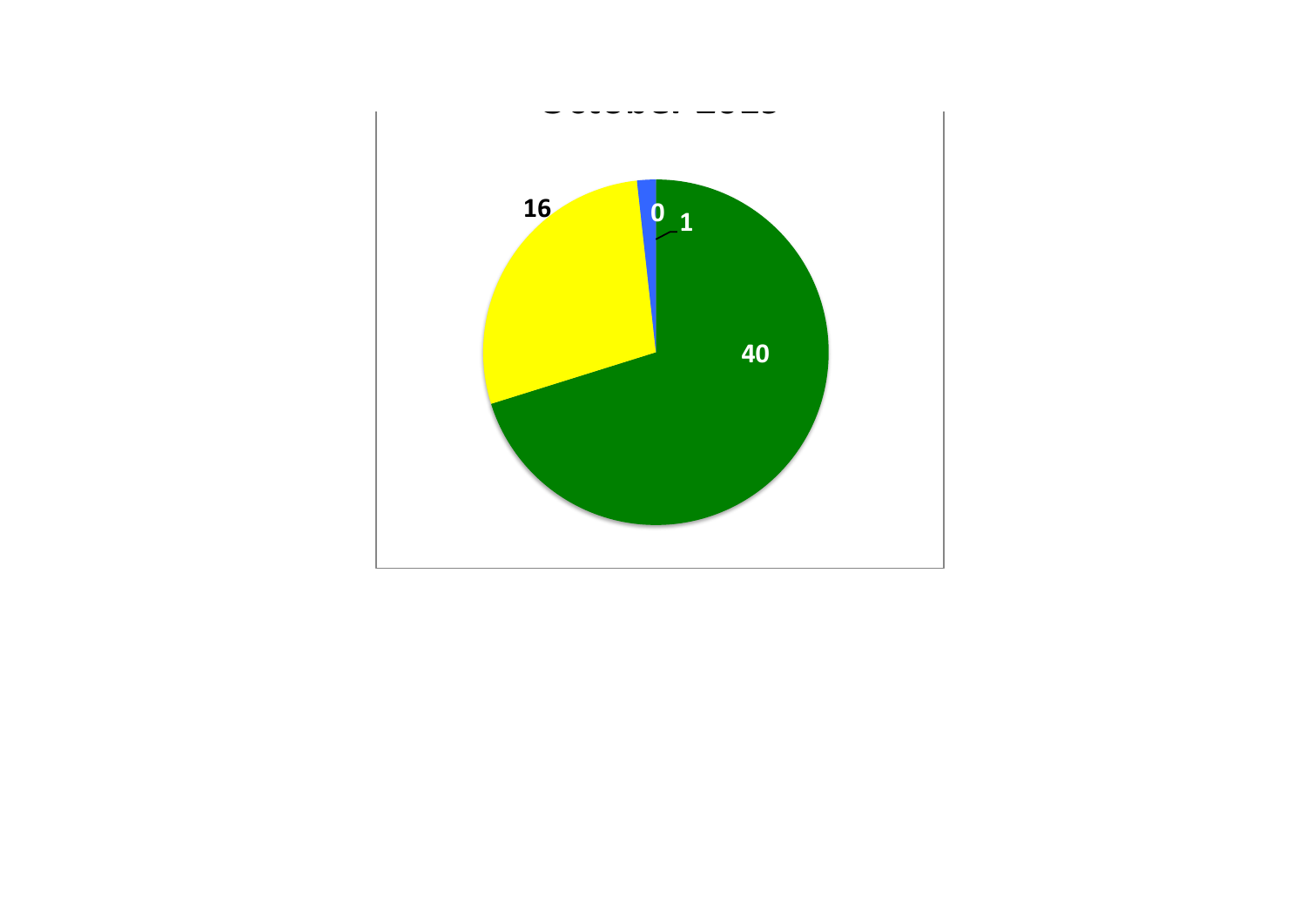16

0

1

40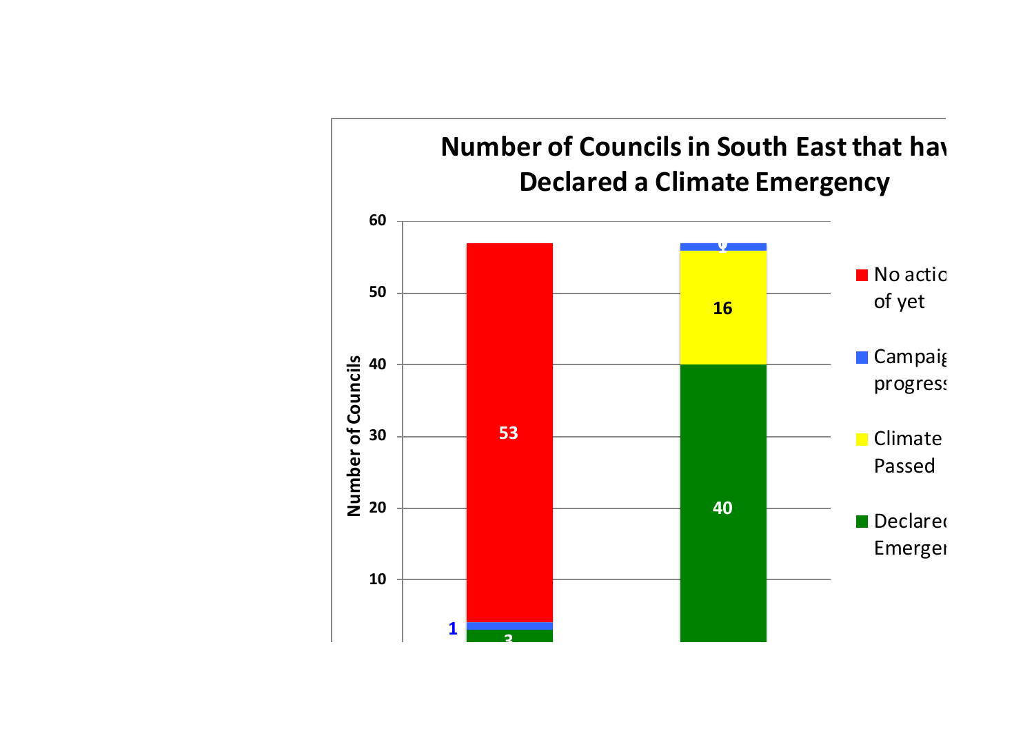**Number of Councils in South East that hav Declared a Climate Emergency**

| | Bar 1 | Bar 2 |
| --- | --- | --- |
| No actio of yet | 53 | |
| Campaig progress | 1 | 1 |
| Climate Passed | | 16 |
| Declared Emerger | 3 | 40 |

Number of Councils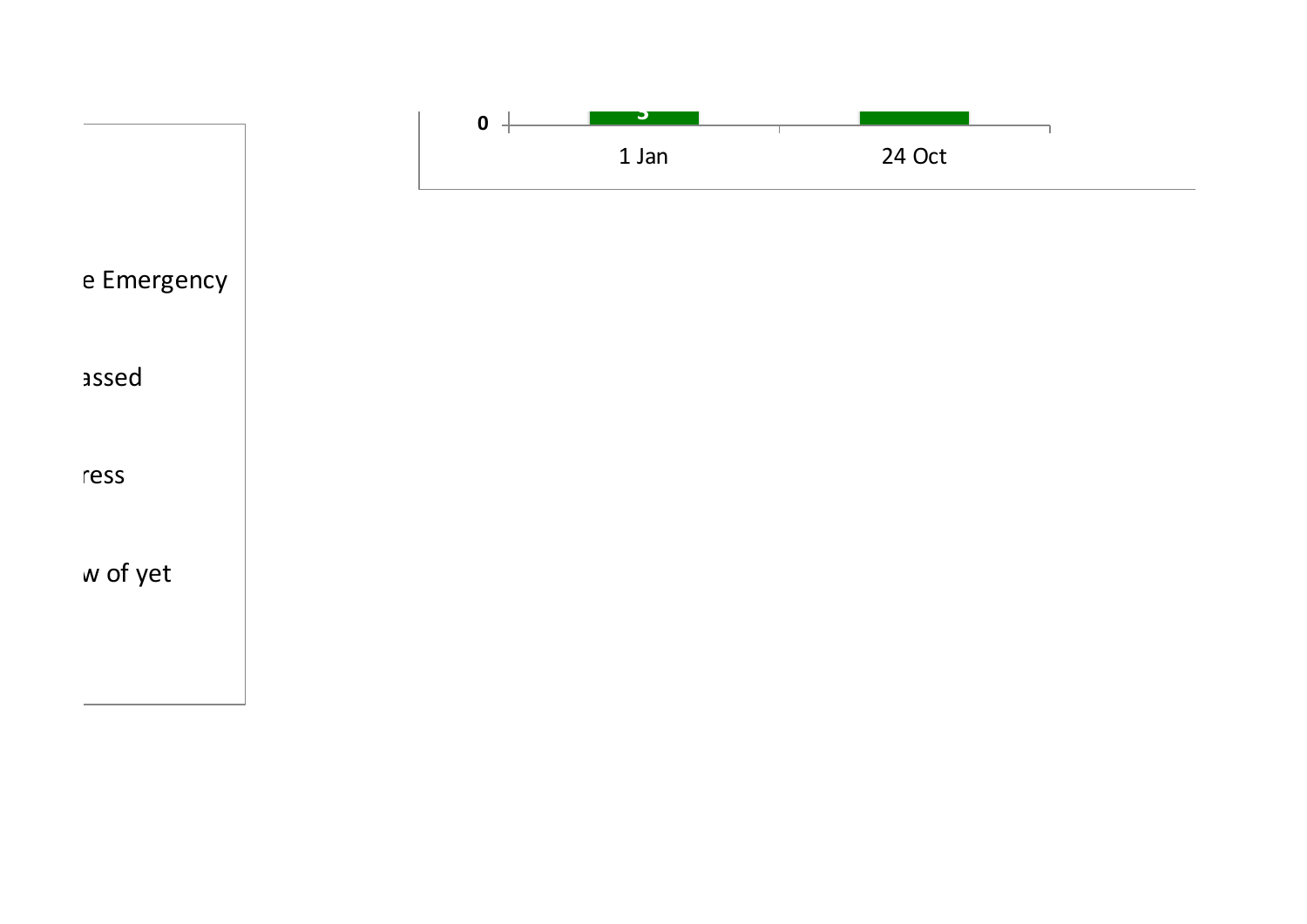0

1 Jan

24 Oct

e Emergency

assed

ress

w of yet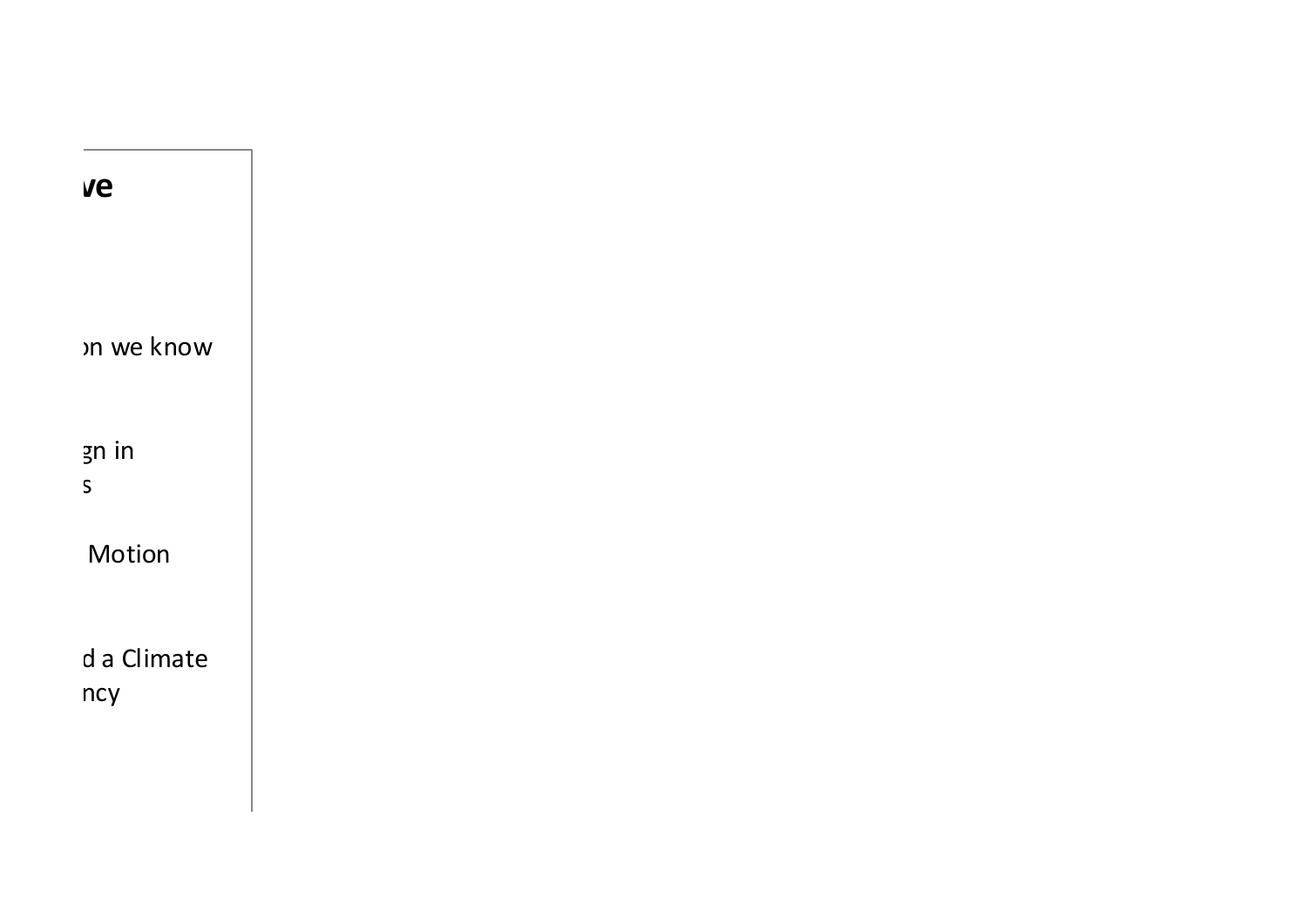**ve**

on we know

gn in
s

Motion

d a Climate
ncy